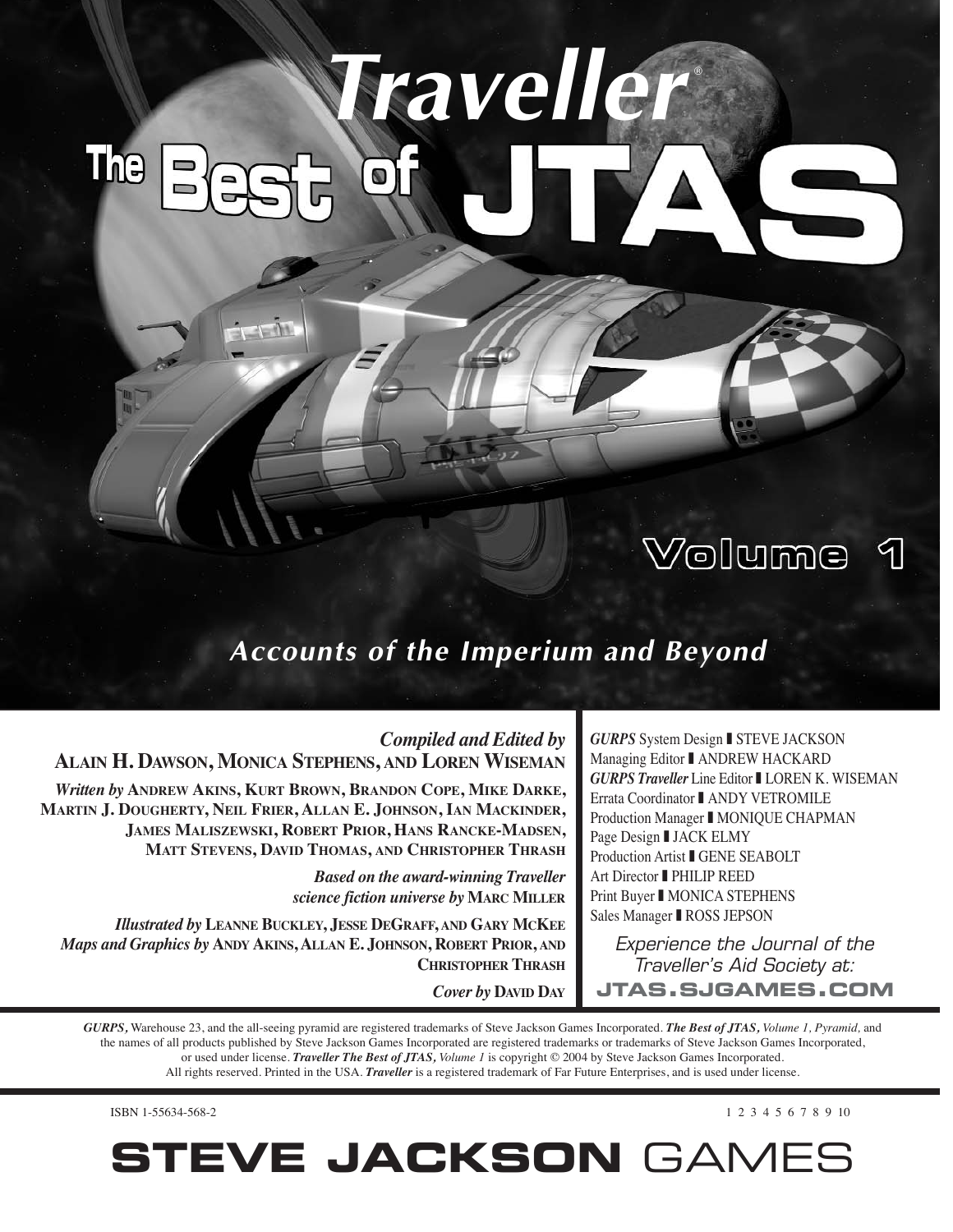# Traveller®

# The Best of JTAS

## Volume 1

***Accounts of the Imperium and Beyond***

***Compiled and Edited by*** **ALAIN H. DAWSON, MONICA STEPHENS, AND LOREN WISEMAN**

***Written by*** **ANDREW AKINS, KURT BROWN, BRANDON COPE, MIKE DARKE, MARTIN J. DOUGHERTY, NEIL FRIER, ALLAN E. JOHNSON, IAN MACKINDER, JAMES MALISZEWSKI, ROBERT PRIOR, HANS RANCKE-MADSEN, MATT STEVENS, DAVID THOMAS, AND CHRISTOPHER THRASH**

***Based on the award-winning Traveller science fiction universe by*** **MARC MILLER**

***Illustrated by*** **LEANNE BUCKLEY, JESSE DEGRAFF, AND GARY MCKEE**

***Maps and Graphics by*** **ANDY AKINS, ALLAN E. JOHNSON, ROBERT PRIOR, AND CHRISTOPHER THRASH**

***Cover by*** **DAVID DAY**

*GURPS* System Design ▌STEVE JACKSON
Managing Editor ▌ANDREW HACKARD
*GURPS Traveller* Line Editor ▌LOREN K. WISEMAN
Errata Coordinator ▌ANDY VETROMILE
Production Manager ▌MONIQUE CHAPMAN
Page Design ▌JACK ELMY
Production Artist ▌GENE SEABOLT
Art Director ▌PHILIP REED
Print Buyer ▌MONICA STEPHENS
Sales Manager ▌ROSS JEPSON

*Experience the Journal of the Traveller's Aid Society at:*
**JTAS.SJGAMES.COM**

***GURPS,*** Warehouse 23, and the all-seeing pyramid are registered trademarks of Steve Jackson Games Incorporated. ***The Best of JTAS,*** *Volume 1, Pyramid,* and the names of all products published by Steve Jackson Games Incorporated are registered trademarks or trademarks of Steve Jackson Games Incorporated, or used under license. ***Traveller The Best of JTAS,*** *Volume 1* is copyright © 2004 by Steve Jackson Games Incorporated. All rights reserved. Printed in the USA. ***Traveller*** is a registered trademark of Far Future Enterprises, and is used under license.

ISBN 1-55634-568-2 1 2 3 4 5 6 7 8 9 10

**STEVE JACKSON GAMES**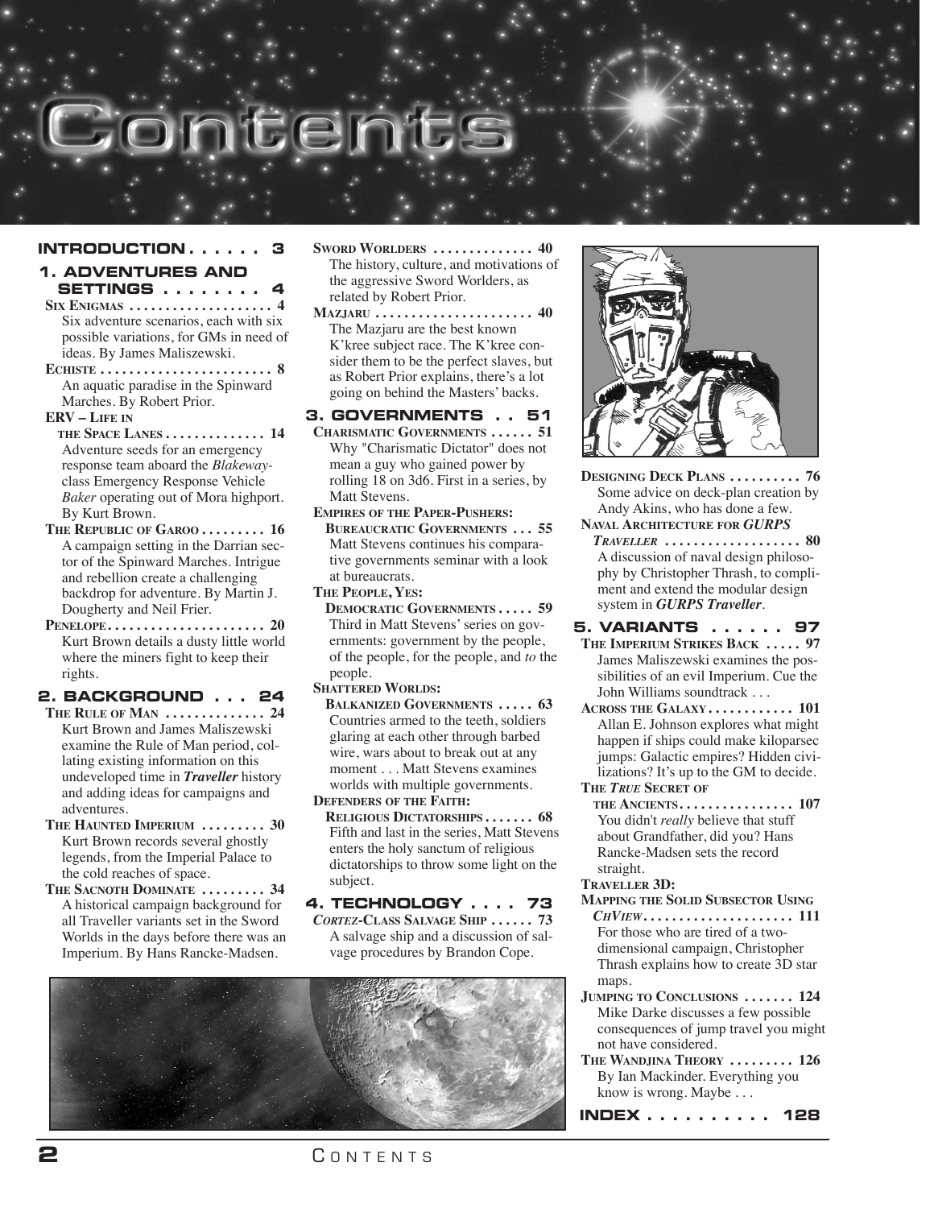# Contents

## INTRODUCTION . . . . . . 3

## 1. ADVENTURES AND SETTINGS . . . . . . . . 4

**SIX ENIGMAS . . . . . . . . . . . . . . . . . . . 4**
Six adventure scenarios, each with six possible variations, for GMs in need of ideas. By James Maliszewski.

**ECHISTE . . . . . . . . . . . . . . . . . . . . . . . 8**
An aquatic paradise in the Spinward Marches. By Robert Prior.

**ERV – LIFE IN THE SPACE LANES . . . . . . . . . . . . . 14**
Adventure seeds for an emergency response team aboard the *Blakeway*-class Emergency Response Vehicle *Baker* operating out of Mora highport. By Kurt Brown.

**THE REPUBLIC OF GAROO . . . . . . . . . 16**
A campaign setting in the Darrian sector of the Spinward Marches. Intrigue and rebellion create a challenging backdrop for adventure. By Martin J. Dougherty and Neil Frier.

**PENELOPE . . . . . . . . . . . . . . . . . . . . . 20**
Kurt Brown details a dusty little world where the miners fight to keep their rights.

## 2. BACKGROUND . . . 24

**THE RULE OF MAN . . . . . . . . . . . . . 24**
Kurt Brown and James Maliszewski examine the Rule of Man period, collating existing information on this undeveloped time in ***Traveller*** history and adding ideas for campaigns and adventures.

**THE HAUNTED IMPERIUM . . . . . . . . . 30**
Kurt Brown records several ghostly legends, from the Imperial Palace to the cold reaches of space.

**THE SACNOTH DOMINATE . . . . . . . . . 34**
A historical campaign background for all Traveller variants set in the Sword Worlds in the days before there was an Imperium. By Hans Rancke-Madsen.

**SWORD WORLDERS . . . . . . . . . . . . . 40**
The history, culture, and motivations of the aggressive Sword Worlders, as related by Robert Prior.

**MAZJARU . . . . . . . . . . . . . . . . . . . . . 40**
The Mazjaru are the best known K'kree subject race. The K'kree consider them to be the perfect slaves, but as Robert Prior explains, there's a lot going on behind the Masters' backs.

## 3. GOVERNMENTS . . 51

**CHARISMATIC GOVERNMENTS . . . . . . 51**
Why "Charismatic Dictator" does not mean a guy who gained power by rolling 18 on 3d6. First in a series, by Matt Stevens.

**EMPIRES OF THE PAPER-PUSHERS: BUREAUCRATIC GOVERNMENTS . . . 55**
Matt Stevens continues his comparative governments seminar with a look at bureaucrats.

**THE PEOPLE, YES: DEMOCRATIC GOVERNMENTS . . . . . 59**
Third in Matt Stevens' series on governments: government by the people, of the people, for the people, and *to* the people.

**SHATTERED WORLDS: BALKANIZED GOVERNMENTS . . . . . 63**
Countries armed to the teeth, soldiers glaring at each other through barbed wire, wars about to break out at any moment . . . Matt Stevens examines worlds with multiple governments.

**DEFENDERS OF THE FAITH: RELIGIOUS DICTATORSHIPS . . . . . . . 68**
Fifth and last in the series, Matt Stevens enters the holy sanctum of religious dictatorships to throw some light on the subject.

## 4. TECHNOLOGY . . . . 73

***CORTEZ*-CLASS SALVAGE SHIP . . . . . . 73**
A salvage ship and a discussion of salvage procedures by Brandon Cope.

**DESIGNING DECK PLANS . . . . . . . . . . 76**
Some advice on deck-plan creation by Andy Akins, who has done a few.

**NAVAL ARCHITECTURE FOR *GURPS TRAVELLER* . . . . . . . . . . . . . . . . . . 80**
A discussion of naval design philosophy by Christopher Thrash, to compliment and extend the modular design system in ***GURPS Traveller***.

## 5. VARIANTS . . . . . . 97

**THE IMPERIUM STRIKES BACK . . . . . 97**
James Maliszewski examines the possibilities of an evil Imperium. Cue the John Williams soundtrack . . .

**ACROSS THE GALAXY . . . . . . . . . . . . 101**
Allan E. Johnson explores what might happen if ships could make kiloparsec jumps: Galactic empires? Hidden civilizations? It's up to the GM to decide.

**THE *TRUE* SECRET OF THE ANCIENTS . . . . . . . . . . . . . . . . 107**
You didn't *really* believe that stuff about Grandfather, did you? Hans Rancke-Madsen sets the record straight.

**TRAVELLER 3D: MAPPING THE SOLID SUBSECTOR USING *CHVIEW* . . . . . . . . . . . . . . . . . . . . 111**
For those who are tired of a two-dimensional campaign, Christopher Thrash explains how to create 3D star maps.

**JUMPING TO CONCLUSIONS . . . . . . . 124**
Mike Darke discusses a few possible consequences of jump travel you might not have considered.

**THE WANDJINA THEORY . . . . . . . . . 126**
By Ian Mackinder. Everything you know is wrong. Maybe . . .

## INDEX . . . . . . . . . . 128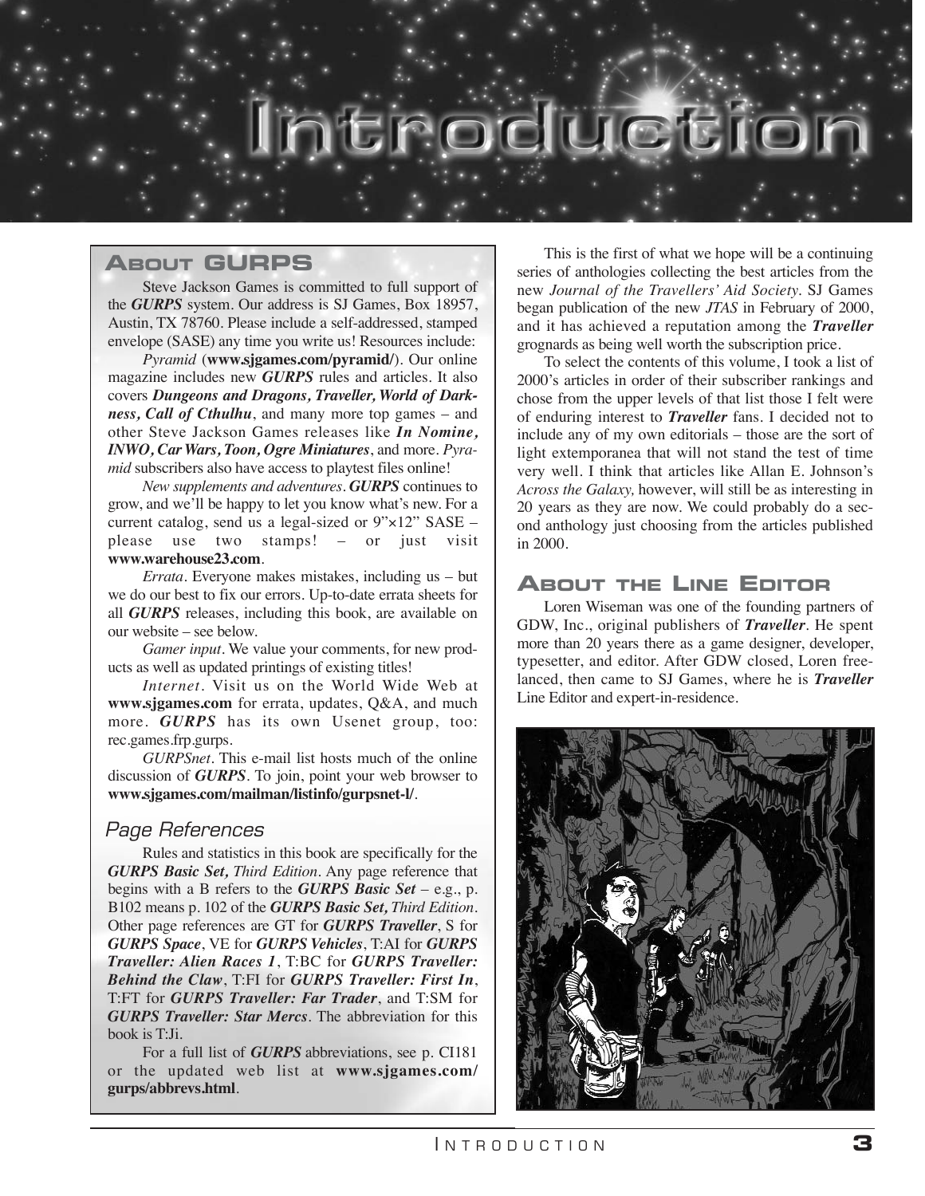# Introduction

## About GURPS

Steve Jackson Games is committed to full support of the ***GURPS*** system. Our address is SJ Games, Box 18957, Austin, TX 78760. Please include a self-addressed, stamped envelope (SASE) any time you write us! Resources include:

*Pyramid* (**www.sjgames.com/pyramid/**). Our online magazine includes new ***GURPS*** rules and articles. It also covers ***Dungeons and Dragons, Traveller, World of Darkness, Call of Cthulhu***, and many more top games – and other Steve Jackson Games releases like ***In Nomine, INWO, Car Wars, Toon, Ogre Miniatures***, and more. *Pyramid* subscribers also have access to playtest files online!

*New supplements and adventures*. ***GURPS*** continues to grow, and we'll be happy to let you know what's new. For a current catalog, send us a legal-sized or 9"×12" SASE – please use two stamps! – or just visit **www.warehouse23.com**.

*Errata*. Everyone makes mistakes, including us – but we do our best to fix our errors. Up-to-date errata sheets for all ***GURPS*** releases, including this book, are available on our website – see below.

*Gamer input*. We value your comments, for new products as well as updated printings of existing titles!

*Internet*. Visit us on the World Wide Web at **www.sjgames.com** for errata, updates, Q&A, and much more. ***GURPS*** has its own Usenet group, too: rec.games.frp.gurps.

*GURPSnet*. This e-mail list hosts much of the online discussion of ***GURPS***. To join, point your web browser to **www.sjgames.com/mailman/listinfo/gurpsnet-l/**.

### Page References

Rules and statistics in this book are specifically for the ***GURPS Basic Set,*** *Third Edition*. Any page reference that begins with a B refers to the ***GURPS Basic Set*** – e.g., p. B102 means p. 102 of the ***GURPS Basic Set,*** *Third Edition*. Other page references are GT for ***GURPS Traveller***, S for ***GURPS Space***, VE for ***GURPS Vehicles***, T:AI for ***GURPS Traveller: Alien Races 1***, T:BC for ***GURPS Traveller: Behind the Claw***, T:FI for ***GURPS Traveller: First In***, T:FT for ***GURPS Traveller: Far Trader***, and T:SM for ***GURPS Traveller: Star Mercs***. The abbreviation for this book is T:Ji.

For a full list of ***GURPS*** abbreviations, see p. CI181 or the updated web list at **www.sjgames.com/gurps/abbrevs.html**.

---

This is the first of what we hope will be a continuing series of anthologies collecting the best articles from the new *Journal of the Travellers' Aid Society*. SJ Games began publication of the new *JTAS* in February of 2000, and it has achieved a reputation among the ***Traveller*** grognards as being well worth the subscription price.

To select the contents of this volume, I took a list of 2000's articles in order of their subscriber rankings and chose from the upper levels of that list those I felt were of enduring interest to ***Traveller*** fans. I decided not to include any of my own editorials – those are the sort of light extemporanea that will not stand the test of time very well. I think that articles like Allan E. Johnson's *Across the Galaxy,* however, will still be as interesting in 20 years as they are now. We could probably do a second anthology just choosing from the articles published in 2000.

## About the Line Editor

Loren Wiseman was one of the founding partners of GDW, Inc., original publishers of ***Traveller***. He spent more than 20 years there as a game designer, developer, typesetter, and editor. After GDW closed, Loren freelanced, then came to SJ Games, where he is ***Traveller*** Line Editor and expert-in-residence.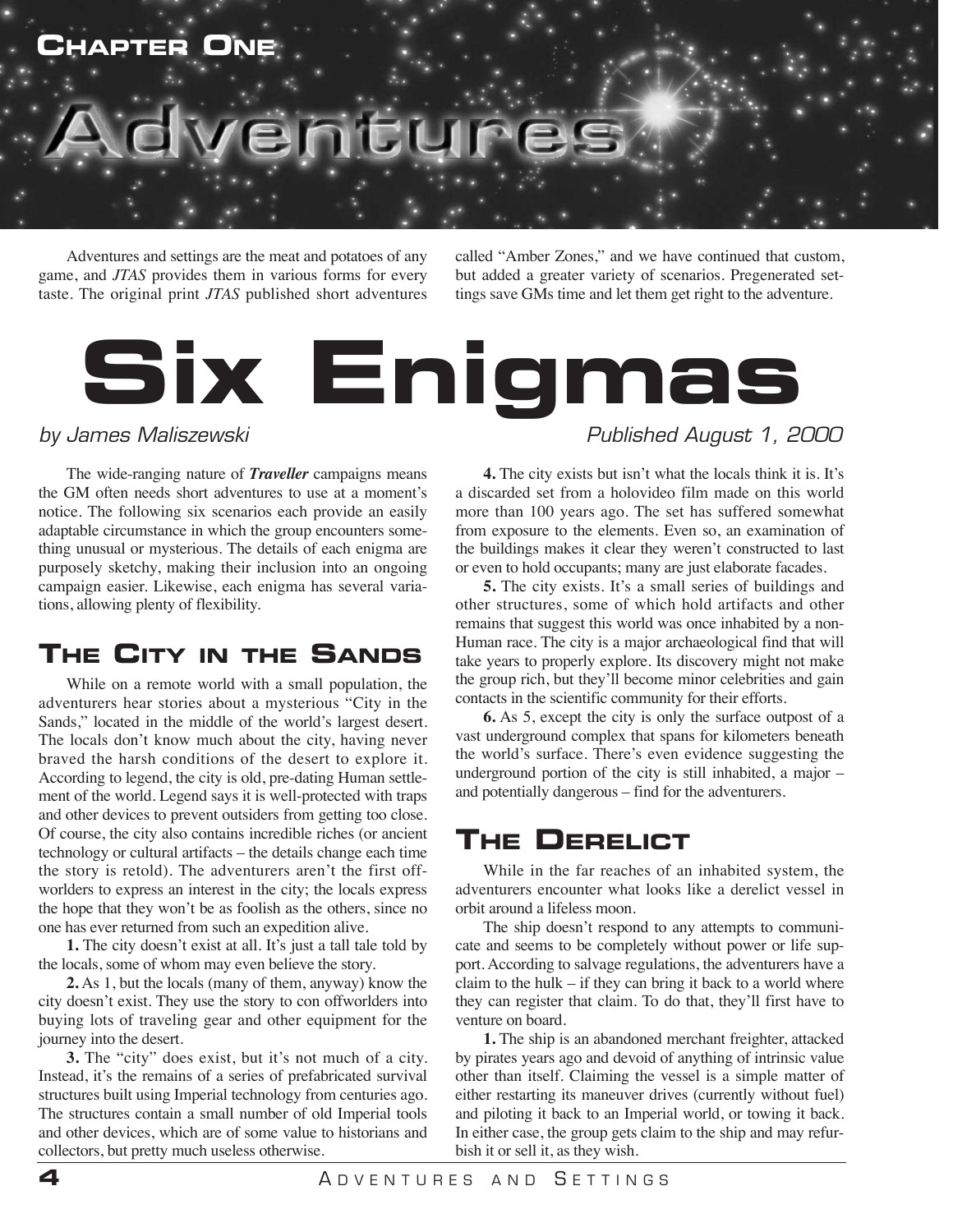# Chapter One

# Adventures

Adventures and settings are the meat and potatoes of any game, and *JTAS* provides them in various forms for every taste. The original print *JTAS* published short adventures called "Amber Zones," and we have continued that custom, but added a greater variety of scenarios. Pregenerated settings save GMs time and let them get right to the adventure.

# Six Enigmas

*by James Maliszewski*

*Published August 1, 2000*

The wide-ranging nature of ***Traveller*** campaigns means the GM often needs short adventures to use at a moment's notice. The following six scenarios each provide an easily adaptable circumstance in which the group encounters something unusual or mysterious. The details of each enigma are purposely sketchy, making their inclusion into an ongoing campaign easier. Likewise, each enigma has several variations, allowing plenty of flexibility.

## The City in the Sands

While on a remote world with a small population, the adventurers hear stories about a mysterious "City in the Sands," located in the middle of the world's largest desert. The locals don't know much about the city, having never braved the harsh conditions of the desert to explore it. According to legend, the city is old, pre-dating Human settlement of the world. Legend says it is well-protected with traps and other devices to prevent outsiders from getting too close. Of course, the city also contains incredible riches (or ancient technology or cultural artifacts – the details change each time the story is retold). The adventurers aren't the first offworlders to express an interest in the city; the locals express the hope that they won't be as foolish as the others, since no one has ever returned from such an expedition alive.

**1.** The city doesn't exist at all. It's just a tall tale told by the locals, some of whom may even believe the story.

**2.** As 1, but the locals (many of them, anyway) know the city doesn't exist. They use the story to con offworlders into buying lots of traveling gear and other equipment for the journey into the desert.

**3.** The "city" does exist, but it's not much of a city. Instead, it's the remains of a series of prefabricated survival structures built using Imperial technology from centuries ago. The structures contain a small number of old Imperial tools and other devices, which are of some value to historians and collectors, but pretty much useless otherwise.

**4.** The city exists but isn't what the locals think it is. It's a discarded set from a holovideo film made on this world more than 100 years ago. The set has suffered somewhat from exposure to the elements. Even so, an examination of the buildings makes it clear they weren't constructed to last or even to hold occupants; many are just elaborate facades.

**5.** The city exists. It's a small series of buildings and other structures, some of which hold artifacts and other remains that suggest this world was once inhabited by a non-Human race. The city is a major archaeological find that will take years to properly explore. Its discovery might not make the group rich, but they'll become minor celebrities and gain contacts in the scientific community for their efforts.

**6.** As 5, except the city is only the surface outpost of a vast underground complex that spans for kilometers beneath the world's surface. There's even evidence suggesting the underground portion of the city is still inhabited, a major – and potentially dangerous – find for the adventurers.

## The Derelict

While in the far reaches of an inhabited system, the adventurers encounter what looks like a derelict vessel in orbit around a lifeless moon.

The ship doesn't respond to any attempts to communicate and seems to be completely without power or life support. According to salvage regulations, the adventurers have a claim to the hulk – if they can bring it back to a world where they can register that claim. To do that, they'll first have to venture on board.

**1.** The ship is an abandoned merchant freighter, attacked by pirates years ago and devoid of anything of intrinsic value other than itself. Claiming the vessel is a simple matter of either restarting its maneuver drives (currently without fuel) and piloting it back to an Imperial world, or towing it back. In either case, the group gets claim to the ship and may refurbish it or sell it, as they wish.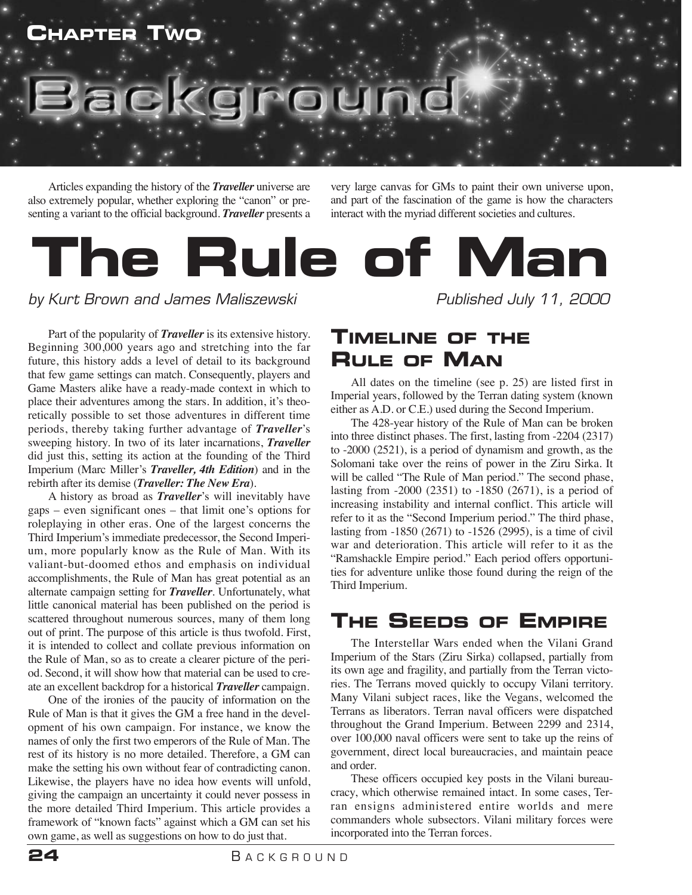# Chapter Two

# Background

Articles expanding the history of the ***Traveller*** universe are also extremely popular, whether exploring the "canon" or presenting a variant to the official background. ***Traveller*** presents a very large canvas for GMs to paint their own universe upon, and part of the fascination of the game is how the characters interact with the myriad different societies and cultures.

# The Rule of Man

*by Kurt Brown and James Maliszewski*

*Published July 11, 2000*

Part of the popularity of ***Traveller*** is its extensive history. Beginning 300,000 years ago and stretching into the far future, this history adds a level of detail to its background that few game settings can match. Consequently, players and Game Masters alike have a ready-made context in which to place their adventures among the stars. In addition, it's theoretically possible to set those adventures in different time periods, thereby taking further advantage of ***Traveller***'s sweeping history. In two of its later incarnations, ***Traveller*** did just this, setting its action at the founding of the Third Imperium (Marc Miller's ***Traveller, 4th Edition***) and in the rebirth after its demise (***Traveller: The New Era***).

A history as broad as ***Traveller***'s will inevitably have gaps – even significant ones – that limit one's options for roleplaying in other eras. One of the largest concerns the Third Imperium's immediate predecessor, the Second Imperium, more popularly know as the Rule of Man. With its valiant-but-doomed ethos and emphasis on individual accomplishments, the Rule of Man has great potential as an alternate campaign setting for ***Traveller***. Unfortunately, what little canonical material has been published on the period is scattered throughout numerous sources, many of them long out of print. The purpose of this article is thus twofold. First, it is intended to collect and collate previous information on the Rule of Man, so as to create a clearer picture of the period. Second, it will show how that material can be used to create an excellent backdrop for a historical ***Traveller*** campaign.

One of the ironies of the paucity of information on the Rule of Man is that it gives the GM a free hand in the development of his own campaign. For instance, we know the names of only the first two emperors of the Rule of Man. The rest of its history is no more detailed. Therefore, a GM can make the setting his own without fear of contradicting canon. Likewise, the players have no idea how events will unfold, giving the campaign an uncertainty it could never possess in the more detailed Third Imperium. This article provides a framework of "known facts" against which a GM can set his own game, as well as suggestions on how to do just that.

## Timeline of the Rule of Man

All dates on the timeline (see p. 25) are listed first in Imperial years, followed by the Terran dating system (known either as A.D. or C.E.) used during the Second Imperium.

The 428-year history of the Rule of Man can be broken into three distinct phases. The first, lasting from -2204 (2317) to -2000 (2521), is a period of dynamism and growth, as the Solomani take over the reins of power in the Ziru Sirka. It will be called "The Rule of Man period." The second phase, lasting from -2000 (2351) to -1850 (2671), is a period of increasing instability and internal conflict. This article will refer to it as the "Second Imperium period." The third phase, lasting from -1850 (2671) to -1526 (2995), is a time of civil war and deterioration. This article will refer to it as the "Ramshackle Empire period." Each period offers opportunities for adventure unlike those found during the reign of the Third Imperium.

## The Seeds of Empire

The Interstellar Wars ended when the Vilani Grand Imperium of the Stars (Ziru Sirka) collapsed, partially from its own age and fragility, and partially from the Terran victories. The Terrans moved quickly to occupy Vilani territory. Many Vilani subject races, like the Vegans, welcomed the Terrans as liberators. Terran naval officers were dispatched throughout the Grand Imperium. Between 2299 and 2314, over 100,000 naval officers were sent to take up the reins of government, direct local bureaucracies, and maintain peace and order.

These officers occupied key posts in the Vilani bureaucracy, which otherwise remained intact. In some cases, Terran ensigns administered entire worlds and mere commanders whole subsectors. Vilani military forces were incorporated into the Terran forces.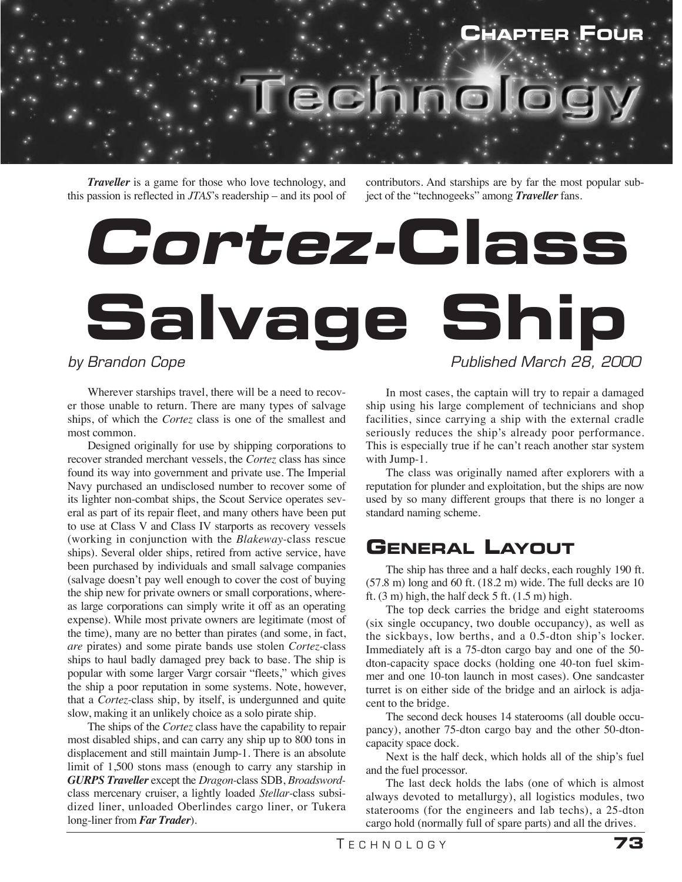# Chapter Four

# Technology

*Traveller* is a game for those who love technology, and this passion is reflected in *JTAS*'s readership – and its pool of contributors. And starships are by far the most popular subject of the "technogeeks" among *Traveller* fans.

# *Cortez*-Class Salvage Ship

*by Brandon Cope* *Published March 28, 2000*

Wherever starships travel, there will be a need to recover those unable to return. There are many types of salvage ships, of which the *Cortez* class is one of the smallest and most common.

Designed originally for use by shipping corporations to recover stranded merchant vessels, the *Cortez* class has since found its way into government and private use. The Imperial Navy purchased an undisclosed number to recover some of its lighter non-combat ships, the Scout Service operates several as part of its repair fleet, and many others have been put to use at Class V and Class IV starports as recovery vessels (working in conjunction with the *Blakeway*-class rescue ships). Several older ships, retired from active service, have been purchased by individuals and small salvage companies (salvage doesn't pay well enough to cover the cost of buying the ship new for private owners or small corporations, whereas large corporations can simply write it off as an operating expense). While most private owners are legitimate (most of the time), many are no better than pirates (and some, in fact, *are* pirates) and some pirate bands use stolen *Cortez*-class ships to haul badly damaged prey back to base. The ship is popular with some larger Vargr corsair "fleets," which gives the ship a poor reputation in some systems. Note, however, that a *Cortez*-class ship, by itself, is undergunned and quite slow, making it an unlikely choice as a solo pirate ship.

The ships of the *Cortez* class have the capability to repair most disabled ships, and can carry any ship up to 800 tons in displacement and still maintain Jump-1. There is an absolute limit of 1,500 stons mass (enough to carry any starship in ***GURPS Traveller*** except the *Dragon*-class SDB, *Broadsword*-class mercenary cruiser, a lightly loaded *Stellar*-class subsidized liner, unloaded Oberlindes cargo liner, or Tukera long-liner from ***Far Trader***).

In most cases, the captain will try to repair a damaged ship using his large complement of technicians and shop facilities, since carrying a ship with the external cradle seriously reduces the ship's already poor performance. This is especially true if he can't reach another star system with Jump-1.

The class was originally named after explorers with a reputation for plunder and exploitation, but the ships are now used by so many different groups that there is no longer a standard naming scheme.

## General Layout

The ship has three and a half decks, each roughly 190 ft. (57.8 m) long and 60 ft. (18.2 m) wide. The full decks are 10 ft. (3 m) high, the half deck 5 ft. (1.5 m) high.

The top deck carries the bridge and eight staterooms (six single occupancy, two double occupancy), as well as the sickbays, low berths, and a 0.5-dton ship's locker. Immediately aft is a 75-dton cargo bay and one of the 50-dton-capacity space docks (holding one 40-ton fuel skimmer and one 10-ton launch in most cases). One sandcaster turret is on either side of the bridge and an airlock is adjacent to the bridge.

The second deck houses 14 staterooms (all double occupancy), another 75-dton cargo bay and the other 50-dton-capacity space dock.

Next is the half deck, which holds all of the ship's fuel and the fuel processor.

The last deck holds the labs (one of which is almost always devoted to metallurgy), all logistics modules, two staterooms (for the engineers and lab techs), a 25-dton cargo hold (normally full of spare parts) and all the drives.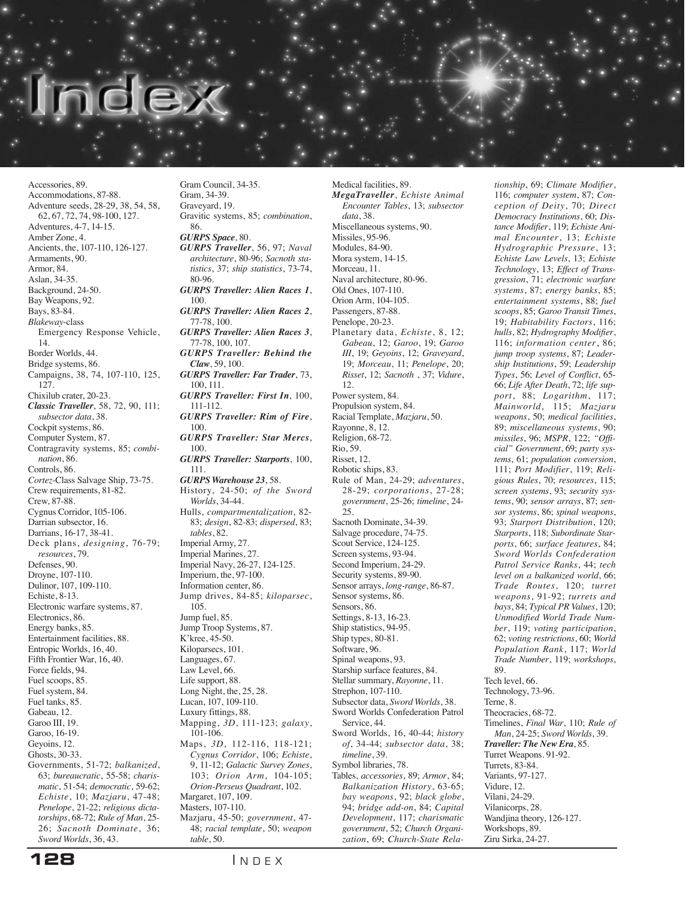# Index

Accessories, 89.
Accommodations, 87-88.
Adventure seeds, 28-29, 38, 54, 58, 62, 67, 72, 74, 98-100, 127.
Adventures, 4-7, 14-15.
Amber Zone, 4.
Ancients, the, 107-110, 126-127.
Armaments, 90.
Armor, 84.
Aslan, 34-35.
Background, 24-50.
Bay Weapons, 92.
Bays, 83-84.
*Blakeway*-class Emergency Response Vehicle, 14.
Border Worlds, 44.
Bridge systems, 86.
Campaigns, 38, 74, 107-110, 125, 127.
Chixilub crater, 20-23.
***Classic Traveller***, 58, 72, 90, 111; *subsector data*, 38.
Cockpit systems, 86.
Computer System, 87.
Contragravity systems, 85; *combination*, 86.
Controls, 86.
*Cortez*-Class Salvage Ship, 73-75.
Crew requirements, 81-82.
Crew, 87-88.
Cygnus Corridor, 105-106.
Darrian subsector, 16.
Darrians, 16-17, 38-41.
Deck plans, *designing*, 76-79; *resources*, 79.
Defenses, 90.
Droyne, 107-110.
Dulinor, 107, 109-110.
Echiste, 8-13.
Electronic warfare systems, 87.
Electronics, 86.
Energy banks, 85.
Entertainment facilities, 88.
Entropic Worlds, 16, 40.
Fifth Frontier War, 16, 40.
Force fields, 94.
Fuel scoops, 85.
Fuel system, 84.
Fuel tanks, 85.
Gabeau, 12.
Garoo III, 19.
Garoo, 16-19.
Geyoins, 12.
Ghosts, 30-33.
Governments, 51-72; *balkanized*, 63; *bureaucratic*, 55-58; *charismatic*, 51-54; *democratic*, 59-62; *Echiste*, 10; *Mazjaru*, 47-48; *Penelope*, 21-22; *religious dictatorships*, 68-72; *Rule of Man*, 25-26; *Sacnoth Dominate*, 36; *Sword Worlds*, 36, 43.
Gram Council, 34-35.
Gram, 34-39.
Graveyard, 19.
Gravitic systems, 85; *combination*, 86.
***GURPS Space***, 80.
***GURPS Traveller***, 56, 97; *Naval architecture*, 80-96; *Sacnoth statistics*, 37; *ship statistics*, 73-74, 80-96.
***GURPS Traveller: Alien Races 1***, 100.
***GURPS Traveller: Alien Races 2***, 77-78, 100.
***GURPS Traveller: Alien Races 3***, 77-78, 100, 107.
***GURPS Traveller: Behind the Claw***, 59, 100.
***GURPS Traveller: Far Trader***, 73, 100, 111.
***GURPS Traveller: First In***, 100, 111-112.
***GURPS Traveller: Rim of Fire***, 100.
***GURPS Traveller: Star Mercs***, 100.
***GURPS Traveller: Starports***, 100, 111.
***GURPS Warehouse 23***, 58.
History, 24-50; *of the Sword Worlds*, 34-44.
Hulls, *compartmentalization*, 82-83; *design*, 82-83; *dispersed*, 83; *tables*, 82.
Imperial Army, 27.
Imperial Marines, 27.
Imperial Navy, 26-27, 124-125.
Imperium, the, 97-100.
Information center, 86.
Jump drives, 84-85; *kiloparsec*, 105.
Jump fuel, 85.
Jump Troop Systems, 87.
K'kree, 45-50.
Kiloparsecs, 101.
Languages, 67.
Law Level, 66.
Life support, 88.
Long Night, the, 25, 28.
Lucan, 107, 109-110.
Luxury fittings, 88.
Mapping, *3D*, 111-123; *galaxy*, 101-106.
Maps, *3D*, 112-116, 118-121; *Cygnus Corridor*, 106; *Echiste*, 9, 11-12; *Galactic Survey Zones*, 103; *Orion Arm*, 104-105; *Orion-Perseus Quadrant*, 102.
Margaret, 107, 109.
Masters, 107-110.
Mazjaru, 45-50; *government*, 47-48; *racial template*, 50; *weapon table*, 50.
Medical facilities, 89.
***MegaTraveller***, *Echiste Animal Encounter Tables*, 13; *subsector data*, 38.
Miscellaneous systems, 90.
Missiles, 95-96.
Modules, 84-90.
Mora system, 14-15.
Morceau, 11.
Naval architecture, 80-96.
Old Ones, 107-110.
Orion Arm, 104-105.
Passengers, 87-88.
Penelope, 20-23.
Planetary data, *Echiste*, 8, 12; *Gabeau*, 12; *Garoo*, 19; *Garoo III*, 19; *Geyoins*, 12; *Graveyard*, 19; *Morceau*, 11; *Penelope*, 20; *Risset*, 12; *Sacnoth* , 37; *Vidure*, 12.
Power system, 84.
Propulsion system, 84.
Racial Template, *Mazjaru*, 50.
Rayonne, 8, 12.
Religion, 68-72.
Rio, 59.
Risset, 12.
Robotic ships, 83.
Rule of Man, 24-29; *adventures*, 28-29; *corporations*, 27-28; *government*, 25-26; *timeline*, 24-25.
Sacnoth Dominate, 34-39.
Salvage procedure, 74-75.
Scout Service, 124-125.
Screen systems, 93-94.
Second Imperium, 24-29.
Security systems, 89-90.
Sensor arrays, *long-range*, 86-87.
Sensor systems, 86.
Sensors, 86.
Settings, 8-13, 16-23.
Ship statistics, 94-95.
Ship types, 80-81.
Software, 96.
Spinal weapons, 93.
Starship surface features, 84.
Stellar summary, *Rayonne*, 11.
Strephon, 107-110.
Subsector data, *Sword Worlds*, 38.
Sword Worlds Confederation Patrol Service, 44.
Sword Worlds, 16, 40-44; *history of*, 34-44; *subsector data*, 38; *timeline*, 39.
Symbol libraries, 78.
Tables, *accessories*, 89; *Armor*, 84; *Balkanization History*, 63-65; *bay weapons*, 92; *black globe*, 94; *bridge add-on*, 84; *Capital Development*, 117; *charismatic government*, 52; *Church Organization*, 69; *Church-State Relationship*, 69; *Climate Modifier*, 116; *computer system*, 87; *Conception of Deity*, 70; *Direct Democracy Institutions*, 60; *Distance Modifier*, 119; *Echiste Animal Encounter*, 13; *Echiste Hydrographic Pressure*, 13; *Echiste Law Levels*, 13; *Echiste Technology*, 13; *Effect of Transgression*, 71; *electronic warfare systems*, 87; *energy banks*, 85; *entertainment systems*, 88; *fuel scoops*, 85; *Garoo Transit Times*, 19; *Habitability Factors*, 116; *hulls*, 82; *Hydrography Modifier*, 116; *information center*, 86; *jump troop systems*, 87; *Leadership Institutions*, 59; *Leadership Types*, 56; *Level of Conflict*, 65-66; *Life After Death*, 72; *life support*, 88; *Logarithm*, 117; *Mainworld*, 115; *Mazjaru weapons*, 50; *medical facilities*, 89; *miscellaneous systems*, 90; *missiles*, 96; *MSPR*, 122; *"Official" Government*, 69; *party systems*, 61; *population conversion*, 111; *Port Modifier*, 119; *Religious Rules*, 70; *resources*, 115; *screen systems*, 93; *security systems*, 90; *sensor arrays*, 87; *sensor systems*, 86; *spinal weapons*, 93; *Starport Distribution*, 120; *Starports*, 118; *Subordinate Starports*, 66; *surface features*, 84; *Sword Worlds Confederation Patrol Service Ranks*, 44; *tech level on a balkanized world*, 66; *Trade Routes*, 120; *turret weapons*, 91-92; *turrets and bays*, 84; *Typical PR Values*, 120; *Unmodified World Trade Number*, 119; *voting participation*, 62; *voting restrictions*, 60; *World Population Rank*, 117; *World Trade Number*, 119; *workshops*, 89.
Tech level, 66.
Technology, 73-96.
Terne, 8.
Theocracies, 68-72.
Timelines, *Final War*, 110; *Rule of Man*, 24-25; *Sword Worlds*, 39.
***Traveller: The New Era***, 85.
Turret Weapons. 91-92.
Turrets, 83-84.
Variants, 97-127.
Vidure, 12.
Vilani, 24-29.
Vilanicorps, 28.
Wandjina theory, 126-127.
Workshops, 89.
Ziru Sirka, 24-27.